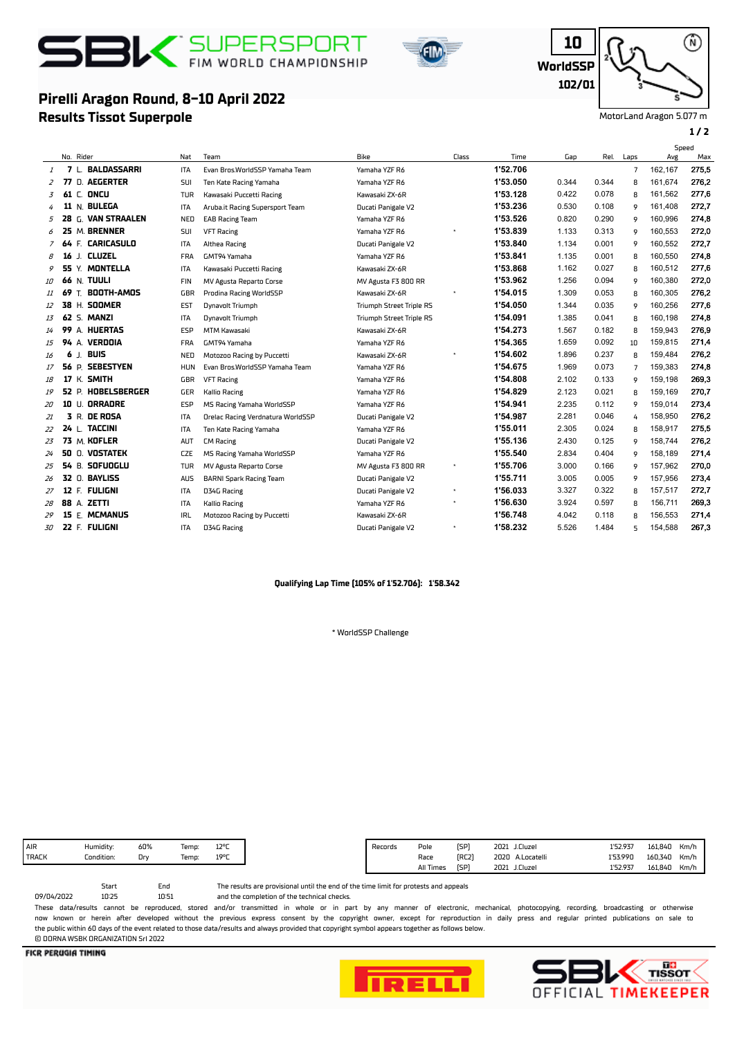# SBK SUPERSPORT FIM WORLD CHAMPIONSHIP

10
WorldSSP
102/01

## Pirelli Aragon Round, 8-10 April 2022
## Results Tissot Superpole

MotorLand Aragon 5.077 m

| | No. | Rider | Nat | Team | Bike | Class | Time | Gap | Rel. | Laps | Speed Avg | Speed Max |
|---|---|---|---|---|---|---|---|---|---|---|---|---|
| 1 | 7 | L. BALDASSARRI | ITA | Evan Bros.WorldSSP Yamaha Team | Yamaha YZF R6 | | 1'52.706 | | | 7 | 162,167 | 275,5 |
| 2 | 77 | D. AEGERTER | SUI | Ten Kate Racing Yamaha | Yamaha YZF R6 | | 1'53.050 | 0.344 | 0.344 | 8 | 161,674 | 276,2 |
| 3 | 61 | C. ONCU | TUR | Kawasaki Puccetti Racing | Kawasaki ZX-6R | | 1'53.128 | 0.422 | 0.078 | 8 | 161,562 | 277,6 |
| 4 | 11 | N. BULEGA | ITA | Aruba.it Racing Supersport Team | Ducati Panigale V2 | | 1'53.236 | 0.530 | 0.108 | 9 | 161,408 | 272,7 |
| 5 | 28 | G. VAN STRAALEN | NED | EAB Racing Team | Yamaha YZF R6 | | 1'53.526 | 0.820 | 0.290 | 9 | 160,996 | 274,8 |
| 6 | 25 | M. BRENNER | SUI | VFT Racing | Yamaha YZF R6 | * | 1'53.839 | 1.133 | 0.313 | 9 | 160,553 | 272,0 |
| 7 | 64 | F. CARICASULO | ITA | Althea Racing | Ducati Panigale V2 | | 1'53.840 | 1.134 | 0.001 | 9 | 160,552 | 272,7 |
| 8 | 16 | J. CLUZEL | FRA | GMT94 Yamaha | Yamaha YZF R6 | | 1'53.841 | 1.135 | 0.001 | 8 | 160,550 | 274,8 |
| 9 | 55 | Y. MONTELLA | ITA | Kawasaki Puccetti Racing | Kawasaki ZX-6R | | 1'53.868 | 1.162 | 0.027 | 8 | 160,512 | 277,6 |
| 10 | 66 | N. TUULI | FIN | MV Agusta Reparto Corse | MV Agusta F3 800 RR | | 1'53.962 | 1.256 | 0.094 | 9 | 160,380 | 272,0 |
| 11 | 69 | T. BOOTH-AMOS | GBR | Prodina Racing WorldSSP | Kawasaki ZX-6R | * | 1'54.015 | 1.309 | 0.053 | 8 | 160,305 | 276,2 |
| 12 | 38 | H. SOOMER | EST | Dynavolt Triumph | Triumph Street Triple RS | | 1'54.050 | 1.344 | 0.035 | 9 | 160,256 | 277,6 |
| 13 | 62 | S. MANZI | ITA | Dynavolt Triumph | Triumph Street Triple RS | | 1'54.091 | 1.385 | 0.041 | 8 | 160,198 | 274,8 |
| 14 | 99 | A. HUERTAS | ESP | MTM Kawasaki | Kawasaki ZX-6R | | 1'54.273 | 1.567 | 0.182 | 8 | 159,943 | 276,9 |
| 15 | 94 | A. VERDOIA | FRA | GMT94 Yamaha | Yamaha YZF R6 | | 1'54.365 | 1.659 | 0.092 | 10 | 159,815 | 271,4 |
| 16 | 6 | J. BUIS | NED | Motozoo Racing by Puccetti | Kawasaki ZX-6R | * | 1'54.602 | 1.896 | 0.237 | 8 | 159,484 | 276,2 |
| 17 | 56 | P. SEBESTYEN | HUN | Evan Bros.WorldSSP Yamaha Team | Yamaha YZF R6 | | 1'54.675 | 1.969 | 0.073 | 7 | 159,383 | 274,8 |
| 18 | 17 | K. SMITH | GBR | VFT Racing | Yamaha YZF R6 | | 1'54.808 | 2.102 | 0.133 | 9 | 159,198 | 269,3 |
| 19 | 52 | P. HOBELSBERGER | GER | Kallio Racing | Yamaha YZF R6 | | 1'54.829 | 2.123 | 0.021 | 8 | 159,169 | 270,7 |
| 20 | 10 | U. ORRADRE | ESP | MS Racing Yamaha WorldSSP | Yamaha YZF R6 | | 1'54.941 | 2.235 | 0.112 | 9 | 159,014 | 273,4 |
| 21 | 3 | R. DE ROSA | ITA | Orelac Racing Verdnatura WorldSSP | Ducati Panigale V2 | | 1'54.987 | 2.281 | 0.046 | 4 | 158,950 | 276,2 |
| 22 | 24 | L. TACCINI | ITA | Ten Kate Racing Yamaha | Yamaha YZF R6 | | 1'55.011 | 2.305 | 0.024 | 8 | 158,917 | 275,5 |
| 23 | 73 | M. KOFLER | AUT | CM Racing | Ducati Panigale V2 | | 1'55.136 | 2.430 | 0.125 | 9 | 158,744 | 276,2 |
| 24 | 50 | O. VOSTATEK | CZE | MS Racing Yamaha WorldSSP | Yamaha YZF R6 | | 1'55.540 | 2.834 | 0.404 | 9 | 158,189 | 271,4 |
| 25 | 54 | B. SOFUOGLU | TUR | MV Agusta Reparto Corse | MV Agusta F3 800 RR | * | 1'55.706 | 3.000 | 0.166 | 9 | 157,962 | 270,0 |
| 26 | 32 | O. BAYLISS | AUS | BARNI Spark Racing Team | Ducati Panigale V2 | | 1'55.711 | 3.005 | 0.005 | 9 | 157,956 | 273,4 |
| 27 | 12 | F. FULIGNI | ITA | D34G Racing | Ducati Panigale V2 | * | 1'56.033 | 3.327 | 0.322 | 8 | 157,517 | 272,7 |
| 28 | 88 | A. ZETTI | ITA | Kallio Racing | Yamaha YZF R6 | * | 1'56.630 | 3.924 | 0.597 | 9 | 156,711 | 269,3 |
| 29 | 15 | E. MCMANUS | IRL | Motozoo Racing by Puccetti | Kawasaki ZX-6R | | 1'56.748 | 4.042 | 0.118 | 8 | 156,553 | 271,4 |
| 30 | 22 | F. FULIGNI | ITA | D34G Racing | Ducati Panigale V2 | * | 1'58.232 | 5.526 | 1.484 | 5 | 154,588 | 267,3 |

**Qualifying Lap Time (105% of 1'52.706): 1'58.342**

* WorldSSP Challenge

| | | | | |
|---|---|---|---|---|
| AIR | Humidity: | 60% | Temp: | 12°C |
| TRACK | Condition: | Dry | Temp: | 19°C |

| Records | | | | | | | |
|---|---|---|---|---|---|---|---|
| | Pole | [SP] | 2021 | J.Cluzel | 1'52.937 | 161,840 | Km/h |
| | Race | [RC2] | 2020 | A.Locatelli | 1'53.990 | 160,340 | Km/h |
| | All Times | [SP] | 2021 | J.Cluzel | 1'52.937 | 161,840 | Km/h |

| | Start | End |
|---|---|---|
| 09/04/2022 | 10:25 | 10:51 |

The results are provisional until the end of the time limit for protests and appeals and the completion of the technical checks.

These data/results cannot be reproduced, stored and/or transmitted in whole or in part by any manner of electronic, mechanical, photocopying, recording, broadcasting or otherwise now known or herein after developed without the previous express consent by the copyright owner, except for reproduction in daily press and regular printed publications on sale to the public within 60 days of the event related to those data/results and always provided that copyright symbol appears together as follows below.
© DORNA WSBK ORGANIZATION Srl 2022

FICR PERUGIA TIMING

SBK TISSOT OFFICIAL TIMEKEEPER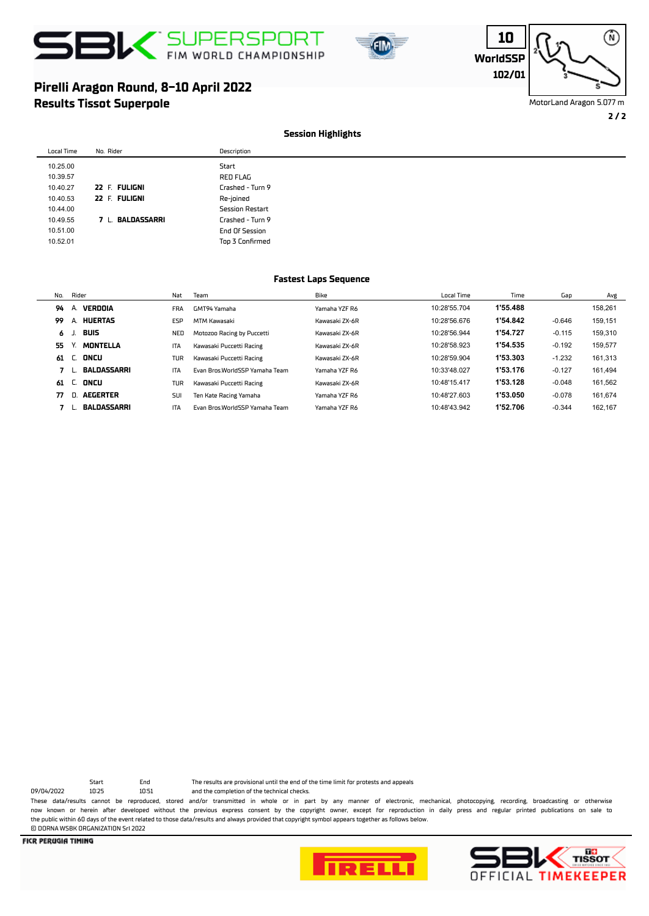# SBK SUPERSPORT FIM WORLD CHAMPIONSHIP

## Pirelli Aragon Round, 8-10 April 2022
## Results Tissot Superpole

10
WorldSSP
102/01

MotorLand Aragon 5.077 m

### Session Highlights

| Local Time | No. Rider | Description |
|---|---|---|
| 10.25.00 | | Start |
| 10.39.57 | | RED FLAG |
| 10.40.27 | **22** F. **FULIGNI** | Crashed - Turn 9 |
| 10.40.53 | **22** F. **FULIGNI** | Re-joined |
| 10.44.00 | | Session Restart |
| 10.49.55 | **7** L. **BALDASSARRI** | Crashed - Turn 9 |
| 10.51.00 | | End Of Session |
| 10.52.01 | | Top 3 Confirmed |

### Fastest Laps Sequence

| No. | Rider | Nat | Team | Bike | Local Time | Time | Gap | Avg |
|---|---|---|---|---|---|---|---|---|
| **94** | A. **VERDOIA** | FRA | GMT94 Yamaha | Yamaha YZF R6 | 10:28'55.704 | **1'55.488** | | 158,261 |
| **99** | A. **HUERTAS** | ESP | MTM Kawasaki | Kawasaki ZX-6R | 10:28'56.676 | **1'54.842** | -0.646 | 159,151 |
| **6** | J. **BUIS** | NED | Motozoo Racing by Puccetti | Kawasaki ZX-6R | 10:28'56.944 | **1'54.727** | -0.115 | 159,310 |
| **55** | Y. **MONTELLA** | ITA | Kawasaki Puccetti Racing | Kawasaki ZX-6R | 10:28'58.923 | **1'54.535** | -0.192 | 159,577 |
| **61** | C. **ONCU** | TUR | Kawasaki Puccetti Racing | Kawasaki ZX-6R | 10:28'59.904 | **1'53.303** | -1.232 | 161,313 |
| **7** | L. **BALDASSARRI** | ITA | Evan Bros.WorldSSP Yamaha Team | Yamaha YZF R6 | 10:33'48.027 | **1'53.176** | -0.127 | 161,494 |
| **61** | C. **ONCU** | TUR | Kawasaki Puccetti Racing | Kawasaki ZX-6R | 10:48'15.417 | **1'53.128** | -0.048 | 161,562 |
| **77** | D. **AEGERTER** | SUI | Ten Kate Racing Yamaha | Yamaha YZF R6 | 10:48'27.603 | **1'53.050** | -0.078 | 161,674 |
| **7** | L. **BALDASSARRI** | ITA | Evan Bros.WorldSSP Yamaha Team | Yamaha YZF R6 | 10:48'43.942 | **1'52.706** | -0.344 | 162,167 |

| | Start | End |
|---|---|---|
| 09/04/2022 | 10:25 | 10:51 |

The results are provisional until the end of the time limit for protests and appeals and the completion of the technical checks.

These data/results cannot be reproduced, stored and/or transmitted in whole or in part by any manner of electronic, mechanical, photocopying, recording, broadcasting or otherwise now known or herein after developed without the previous express consent by the copyright owner, except for reproduction in daily press and regular printed publications on sale to the public within 60 days of the event related to those data/results and always provided that copyright symbol appears together as follows below.

© DORNA WSBK ORGANIZATION Srl 2022

FICR PERUGIA TIMING

SBK TISSOT OFFICIAL TIMEKEEPER